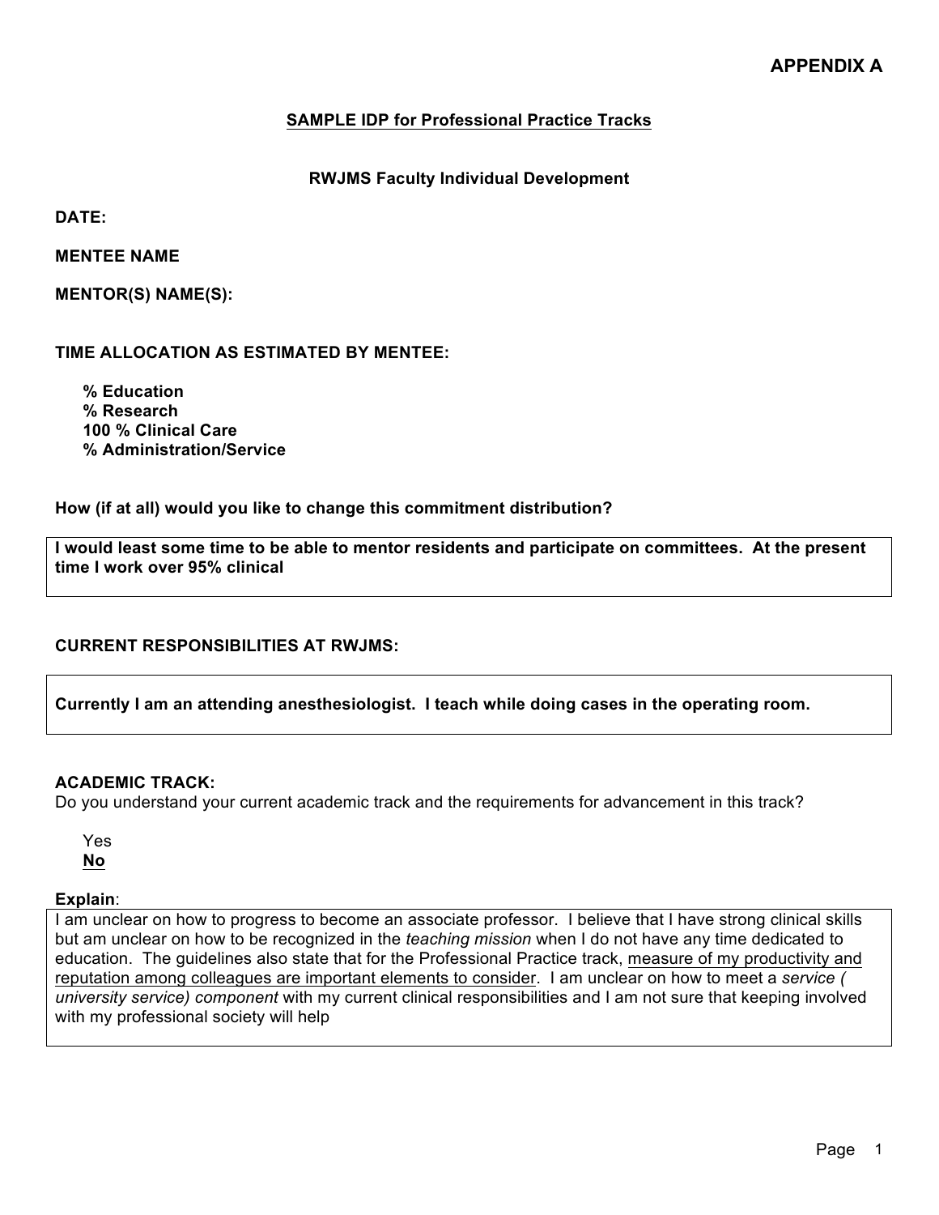**APPENDIX A**

## SAMPLE IDP for Professional Practice Tracks

### RWJMS Faculty Individual Development

**DATE:**

**MENTEE NAME**

**MENTOR(S) NAME(S):**

**TIME ALLOCATION AS ESTIMATED BY MENTEE:**

**% Education**
**% Research**
**100 % Clinical Care**
**% Administration/Service**

**How (if at all) would you like to change this commitment distribution?**

**I would least some time to be able to mentor residents and participate on committees. At the present time I work over 95% clinical**

**CURRENT RESPONSIBILITIES AT RWJMS:**

**Currently I am an attending anesthesiologist. I teach while doing cases in the operating room.**

**ACADEMIC TRACK:**

Do you understand your current academic track and the requirements for advancement in this track?

Yes
**No**

**Explain**:

I am unclear on how to progress to become an associate professor. I believe that I have strong clinical skills but am unclear on how to be recognized in the *teaching mission* when I do not have any time dedicated to education. The guidelines also state that for the Professional Practice track, measure of my productivity and reputation among colleagues are important elements to consider. I am unclear on how to meet a *service ( university service) component* with my current clinical responsibilities and I am not sure that keeping involved with my professional society will help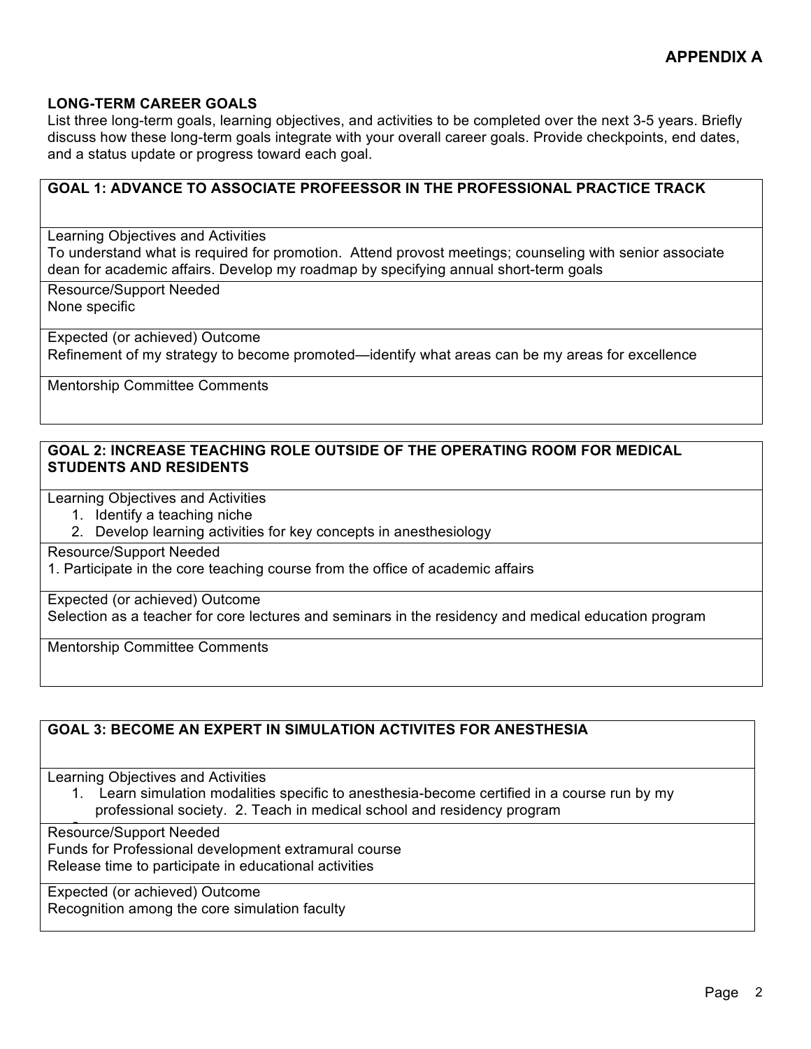## APPENDIX A

**LONG-TERM CAREER GOALS**

List three long-term goals, learning objectives, and activities to be completed over the next 3-5 years. Briefly discuss how these long-term goals integrate with your overall career goals. Provide checkpoints, end dates, and a status update or progress toward each goal.

| **GOAL 1: ADVANCE TO ASSOCIATE PROFEESSOR IN THE PROFESSIONAL PRACTICE TRACK** |
|---|
| Learning Objectives and Activities<br>To understand what is required for promotion. Attend provost meetings; counseling with senior associate dean for academic affairs. Develop my roadmap by specifying annual short-term goals |
| Resource/Support Needed<br>None specific |
| Expected (or achieved) Outcome<br>Refinement of my strategy to become promoted—identify what areas can be my areas for excellence |
| Mentorship Committee Comments |

| **GOAL 2: INCREASE TEACHING ROLE OUTSIDE OF THE OPERATING ROOM FOR MEDICAL STUDENTS AND RESIDENTS** |
|---|
| Learning Objectives and Activities<br>1. Identify a teaching niche<br>2. Develop learning activities for key concepts in anesthesiology |
| Resource/Support Needed<br>1. Participate in the core teaching course from the office of academic affairs |
| Expected (or achieved) Outcome<br>Selection as a teacher for core lectures and seminars in the residency and medical education program |
| Mentorship Committee Comments |

| **GOAL 3: BECOME AN EXPERT IN SIMULATION ACTIVITES FOR ANESTHESIA** |
|---|
| Learning Objectives and Activities<br>1. Learn simulation modalities specific to anesthesia-become certified in a course run by my professional society. 2. Teach in medical school and residency program |
| Resource/Support Needed<br>Funds for Professional development extramural course<br>Release time to participate in educational activities |
| Expected (or achieved) Outcome<br>Recognition among the core simulation faculty |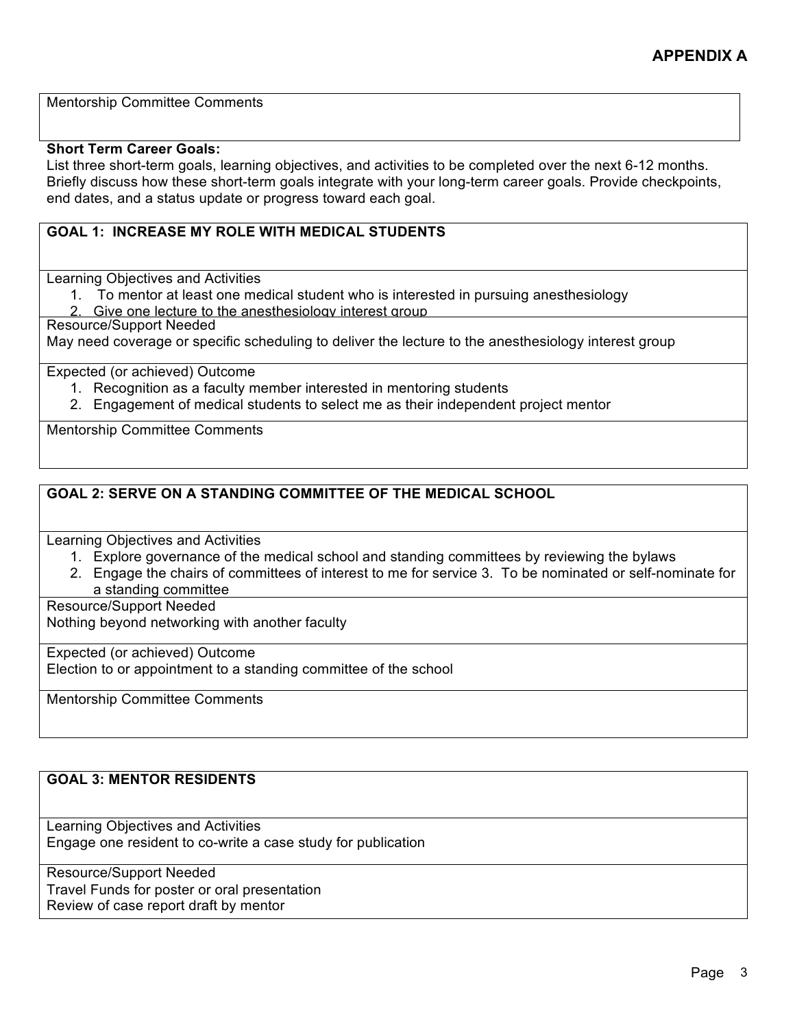**APPENDIX A**

Mentorship Committee Comments

**Short Term Career Goals:**

List three short-term goals, learning objectives, and activities to be completed over the next 6-12 months. Briefly discuss how these short-term goals integrate with your long-term career goals. Provide checkpoints, end dates, and a status update or progress toward each goal.

**GOAL 1: INCREASE MY ROLE WITH MEDICAL STUDENTS**

Learning Objectives and Activities

1. To mentor at least one medical student who is interested in pursuing anesthesiology
2. Give one lecture to the anesthesiology interest group

Resource/Support Needed

May need coverage or specific scheduling to deliver the lecture to the anesthesiology interest group

Expected (or achieved) Outcome

1. Recognition as a faculty member interested in mentoring students
2. Engagement of medical students to select me as their independent project mentor

Mentorship Committee Comments

**GOAL 2: SERVE ON A STANDING COMMITTEE OF THE MEDICAL SCHOOL**

Learning Objectives and Activities

1. Explore governance of the medical school and standing committees by reviewing the bylaws
2. Engage the chairs of committees of interest to me for service 3. To be nominated or self-nominate for a standing committee

Resource/Support Needed

Nothing beyond networking with another faculty

Expected (or achieved) Outcome

Election to or appointment to a standing committee of the school

Mentorship Committee Comments

**GOAL 3: MENTOR RESIDENTS**

Learning Objectives and Activities

Engage one resident to co-write a case study for publication

Resource/Support Needed

Travel Funds for poster or oral presentation

Review of case report draft by mentor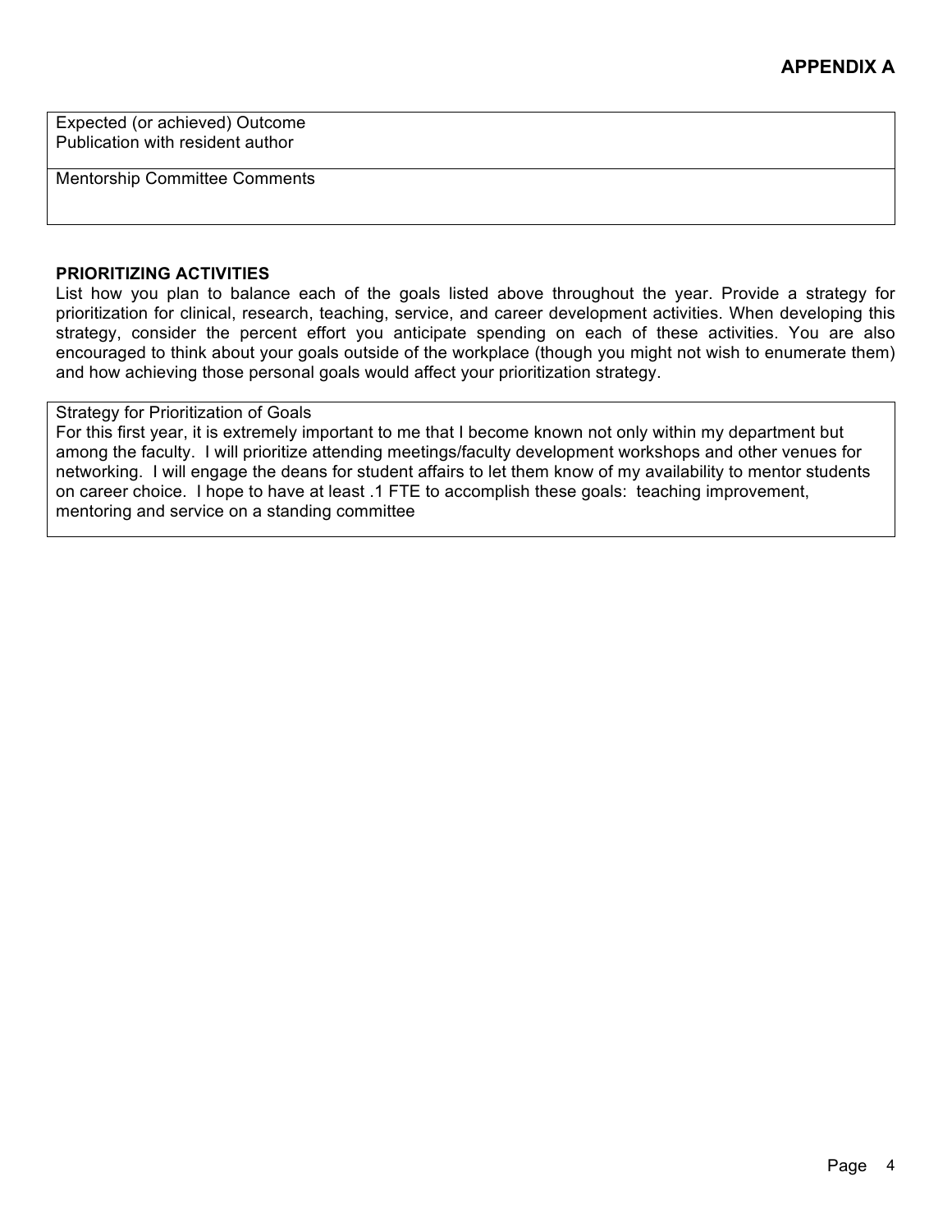## APPENDIX A

| |
|---|
| Expected (or achieved) Outcome<br>Publication with resident author |
| Mentorship Committee Comments |

**PRIORITIZING ACTIVITIES**

List how you plan to balance each of the goals listed above throughout the year. Provide a strategy for prioritization for clinical, research, teaching, service, and career development activities. When developing this strategy, consider the percent effort you anticipate spending on each of these activities. You are also encouraged to think about your goals outside of the workplace (though you might not wish to enumerate them) and how achieving those personal goals would affect your prioritization strategy.

| |
|---|
| Strategy for Prioritization of Goals<br>For this first year, it is extremely important to me that I become known not only within my department but among the faculty. I will prioritize attending meetings/faculty development workshops and other venues for networking. I will engage the deans for student affairs to let them know of my availability to mentor students on career choice. I hope to have at least .1 FTE to accomplish these goals: teaching improvement, mentoring and service on a standing committee |